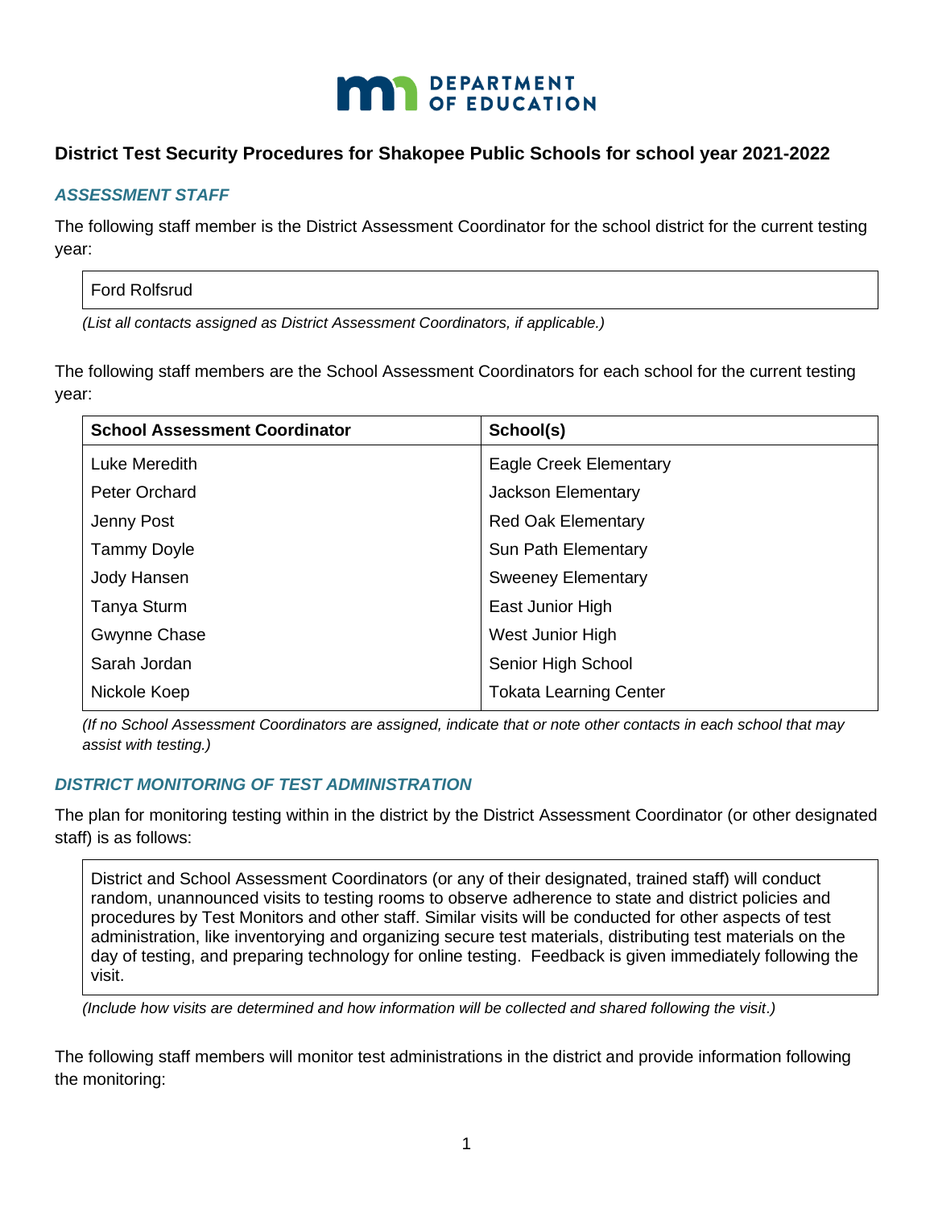# District Test Security Procedures for Shakopee Public Schools for school year 2021-2022

## *ASSESSMENT STAFF*

The following staff member is the District Assessment Coordinator for the school district for the current testing year:

Ford Rolfsrud

*(List all contacts assigned as District Assessment Coordinators, if applicable.)*

The following staff members are the School Assessment Coordinators for each school for the current testing year:

| School Assessment Coordinator | School(s) |
|---|---|
| Luke Meredith | Eagle Creek Elementary |
| Peter Orchard | Jackson Elementary |
| Jenny Post | Red Oak Elementary |
| Tammy Doyle | Sun Path Elementary |
| Jody Hansen | Sweeney Elementary |
| Tanya Sturm | East Junior High |
| Gwynne Chase | West Junior High |
| Sarah Jordan | Senior High School |
| Nickole Koep | Tokata Learning Center |

*(If no School Assessment Coordinators are assigned, indicate that or note other contacts in each school that may assist with testing.)*

## *DISTRICT MONITORING OF TEST ADMINISTRATION*

The plan for monitoring testing within in the district by the District Assessment Coordinator (or other designated staff) is as follows:

District and School Assessment Coordinators (or any of their designated, trained staff) will conduct random, unannounced visits to testing rooms to observe adherence to state and district policies and procedures by Test Monitors and other staff. Similar visits will be conducted for other aspects of test administration, like inventorying and organizing secure test materials, distributing test materials on the day of testing, and preparing technology for online testing. Feedback is given immediately following the visit.

*(Include how visits are determined and how information will be collected and shared following the visit.)*

The following staff members will monitor test administrations in the district and provide information following the monitoring: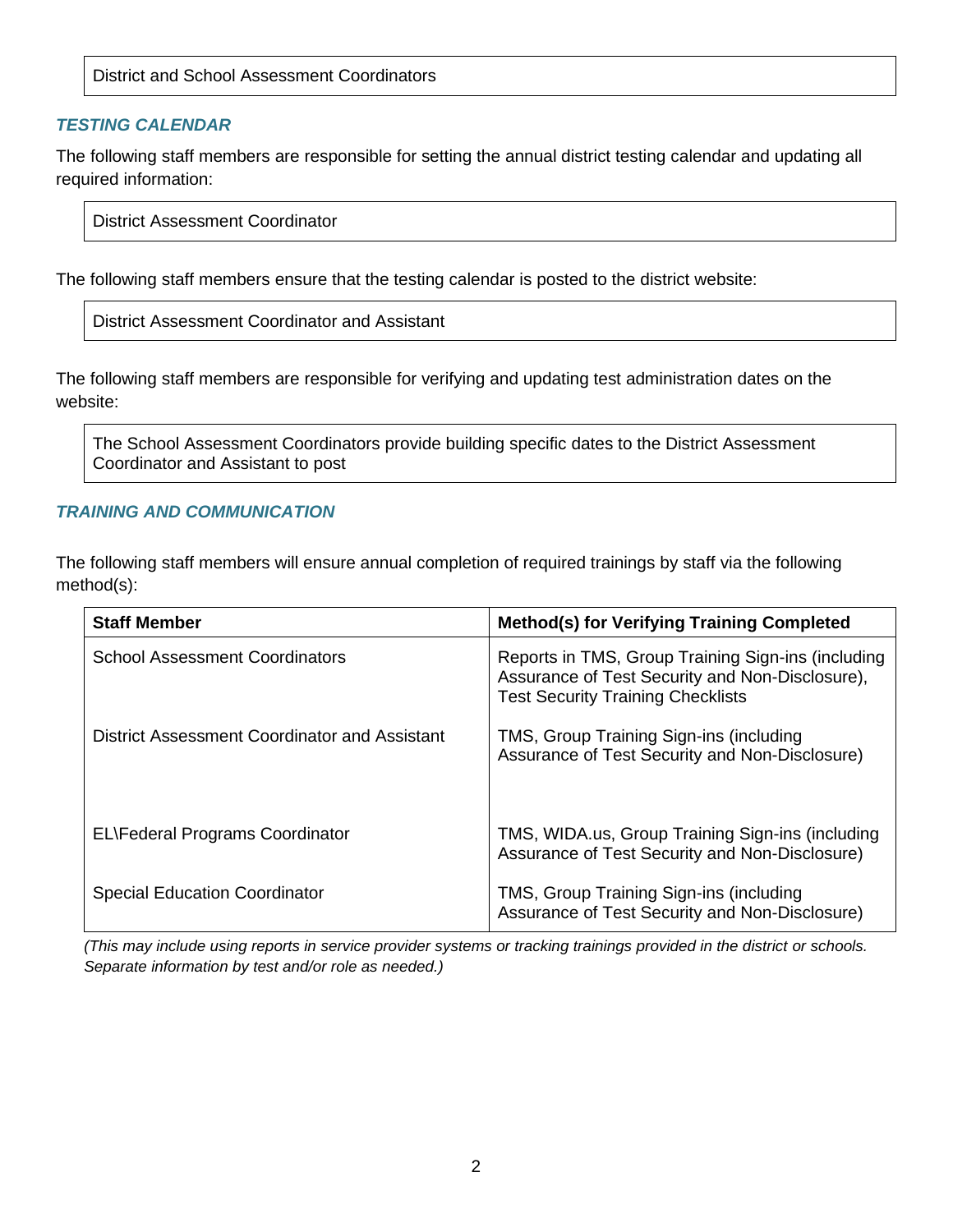District and School Assessment Coordinators

### *TESTING CALENDAR*

The following staff members are responsible for setting the annual district testing calendar and updating all required information:

District Assessment Coordinator

The following staff members ensure that the testing calendar is posted to the district website:

District Assessment Coordinator and Assistant

The following staff members are responsible for verifying and updating test administration dates on the website:

The School Assessment Coordinators provide building specific dates to the District Assessment Coordinator and Assistant to post

### *TRAINING AND COMMUNICATION*

The following staff members will ensure annual completion of required trainings by staff via the following method(s):

| Staff Member | Method(s) for Verifying Training Completed |
| --- | --- |
| School Assessment Coordinators | Reports in TMS, Group Training Sign-ins (including Assurance of Test Security and Non-Disclosure), Test Security Training Checklists |
| District Assessment Coordinator and Assistant | TMS, Group Training Sign-ins (including Assurance of Test Security and Non-Disclosure) |
| EL\Federal Programs Coordinator | TMS, WIDA.us, Group Training Sign-ins (including Assurance of Test Security and Non-Disclosure) |
| Special Education Coordinator | TMS, Group Training Sign-ins (including Assurance of Test Security and Non-Disclosure) |

*(This may include using reports in service provider systems or tracking trainings provided in the district or schools. Separate information by test and/or role as needed.)*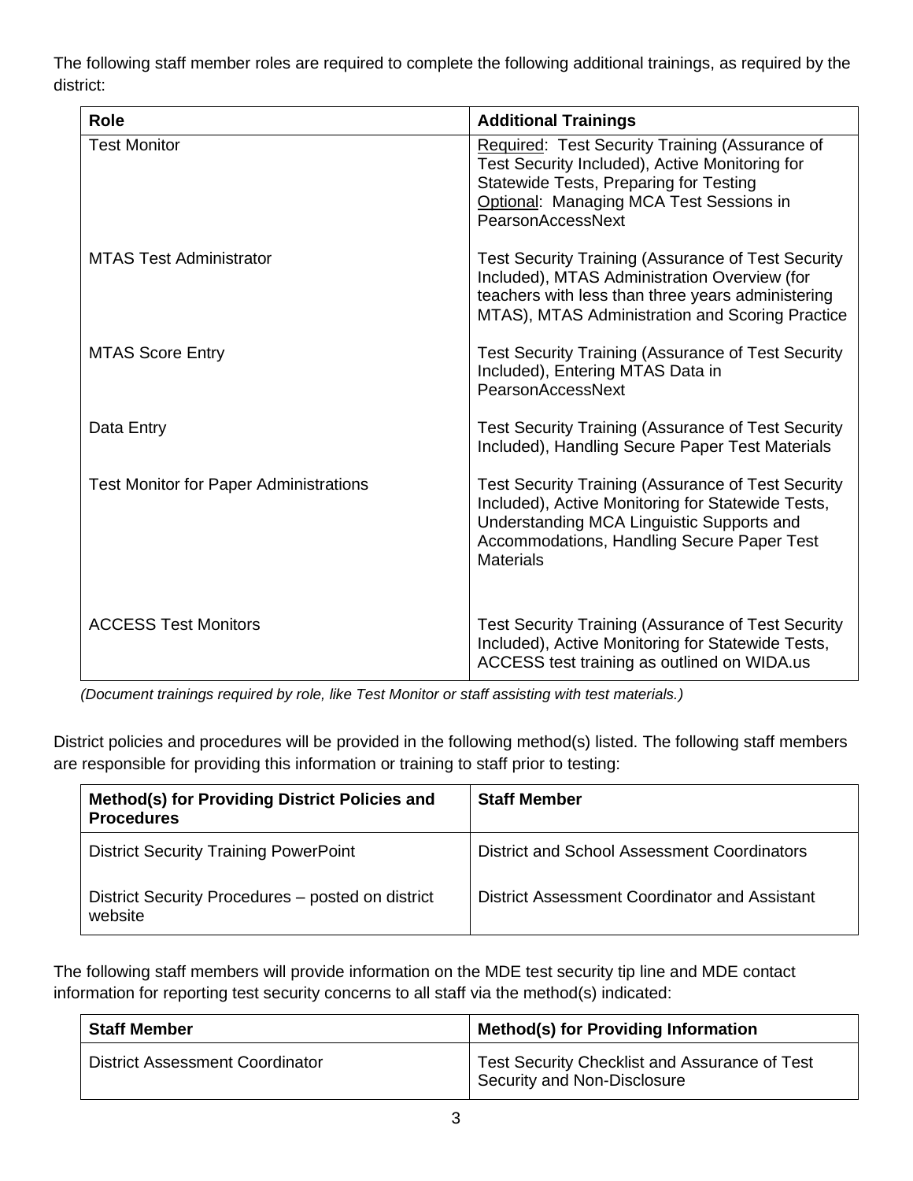The following staff member roles are required to complete the following additional trainings, as required by the district:

| Role | Additional Trainings |
|---|---|
| Test Monitor | Required: Test Security Training (Assurance of Test Security Included), Active Monitoring for Statewide Tests, Preparing for Testing<br>Optional: Managing MCA Test Sessions in PearsonAccessNext |
| MTAS Test Administrator | Test Security Training (Assurance of Test Security Included), MTAS Administration Overview (for teachers with less than three years administering MTAS), MTAS Administration and Scoring Practice |
| MTAS Score Entry | Test Security Training (Assurance of Test Security Included), Entering MTAS Data in PearsonAccessNext |
| Data Entry | Test Security Training (Assurance of Test Security Included), Handling Secure Paper Test Materials |
| Test Monitor for Paper Administrations | Test Security Training (Assurance of Test Security Included), Active Monitoring for Statewide Tests, Understanding MCA Linguistic Supports and Accommodations, Handling Secure Paper Test Materials |
| ACCESS Test Monitors | Test Security Training (Assurance of Test Security Included), Active Monitoring for Statewide Tests, ACCESS test training as outlined on WIDA.us |

*(Document trainings required by role, like Test Monitor or staff assisting with test materials.)*

District policies and procedures will be provided in the following method(s) listed. The following staff members are responsible for providing this information or training to staff prior to testing:

| Method(s) for Providing District Policies and Procedures | Staff Member |
|---|---|
| District Security Training PowerPoint | District and School Assessment Coordinators |
| District Security Procedures – posted on district website | District Assessment Coordinator and Assistant |

The following staff members will provide information on the MDE test security tip line and MDE contact information for reporting test security concerns to all staff via the method(s) indicated:

| Staff Member | Method(s) for Providing Information |
|---|---|
| District Assessment Coordinator | Test Security Checklist and Assurance of Test Security and Non-Disclosure |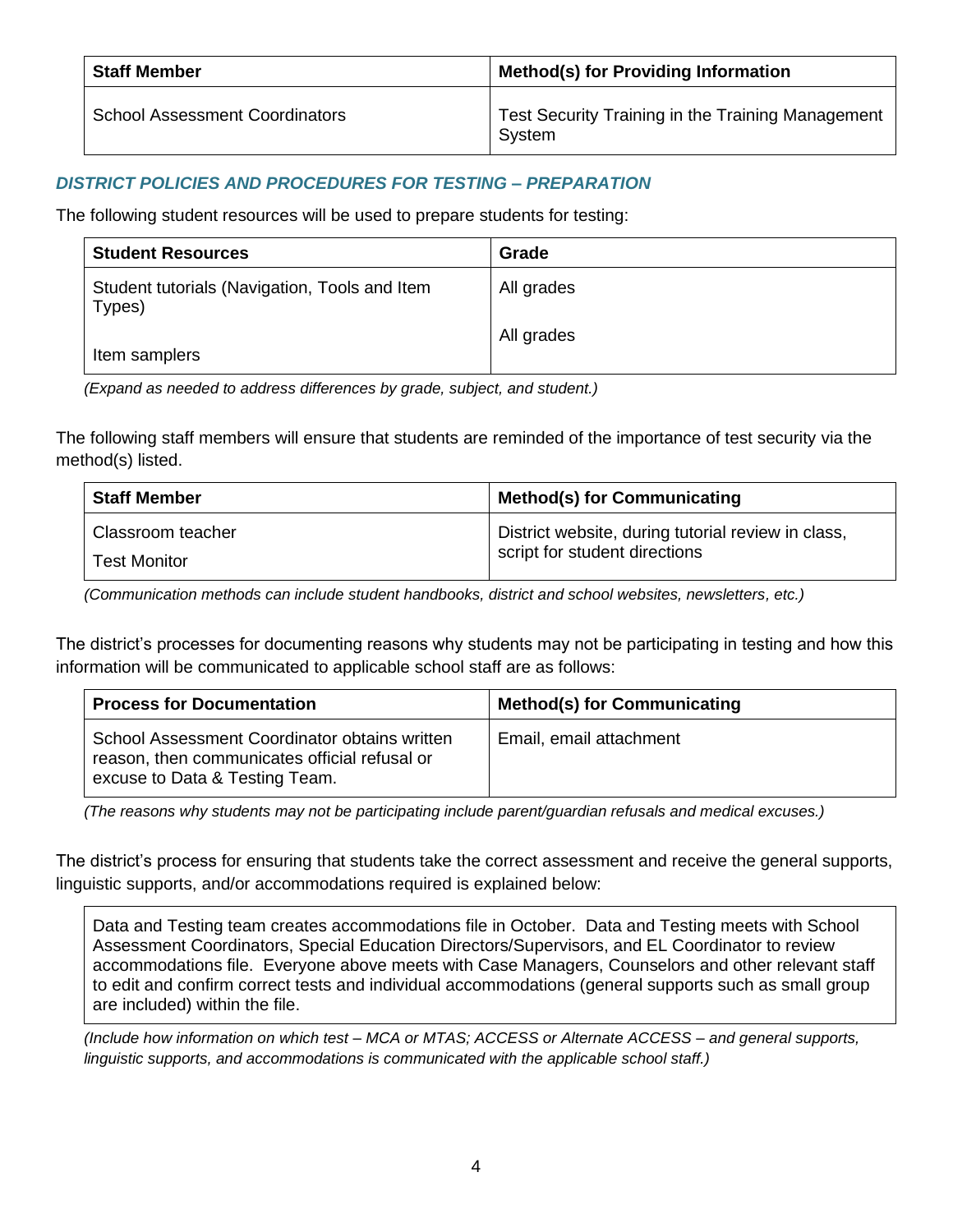| Staff Member | Method(s) for Providing Information |
| --- | --- |
| School Assessment Coordinators | Test Security Training in the Training Management System |

### *DISTRICT POLICIES AND PROCEDURES FOR TESTING – PREPARATION*

The following student resources will be used to prepare students for testing:

| Student Resources | Grade |
| --- | --- |
| Student tutorials (Navigation, Tools and Item Types) | All grades |
| Item samplers | All grades |

*(Expand as needed to address differences by grade, subject, and student.)*

The following staff members will ensure that students are reminded of the importance of test security via the method(s) listed.

| Staff Member | Method(s) for Communicating |
| --- | --- |
| Classroom teacher<br>Test Monitor | District website, during tutorial review in class, script for student directions |

*(Communication methods can include student handbooks, district and school websites, newsletters, etc.)*

The district's processes for documenting reasons why students may not be participating in testing and how this information will be communicated to applicable school staff are as follows:

| Process for Documentation | Method(s) for Communicating |
| --- | --- |
| School Assessment Coordinator obtains written reason, then communicates official refusal or excuse to Data & Testing Team. | Email, email attachment |

*(The reasons why students may not be participating include parent/guardian refusals and medical excuses.)*

The district's process for ensuring that students take the correct assessment and receive the general supports, linguistic supports, and/or accommodations required is explained below:

| Data and Testing team creates accommodations file in October. Data and Testing meets with School Assessment Coordinators, Special Education Directors/Supervisors, and EL Coordinator to review accommodations file. Everyone above meets with Case Managers, Counselors and other relevant staff to edit and confirm correct tests and individual accommodations (general supports such as small group are included) within the file. |
| --- |

*(Include how information on which test – MCA or MTAS; ACCESS or Alternate ACCESS – and general supports, linguistic supports, and accommodations is communicated with the applicable school staff.)*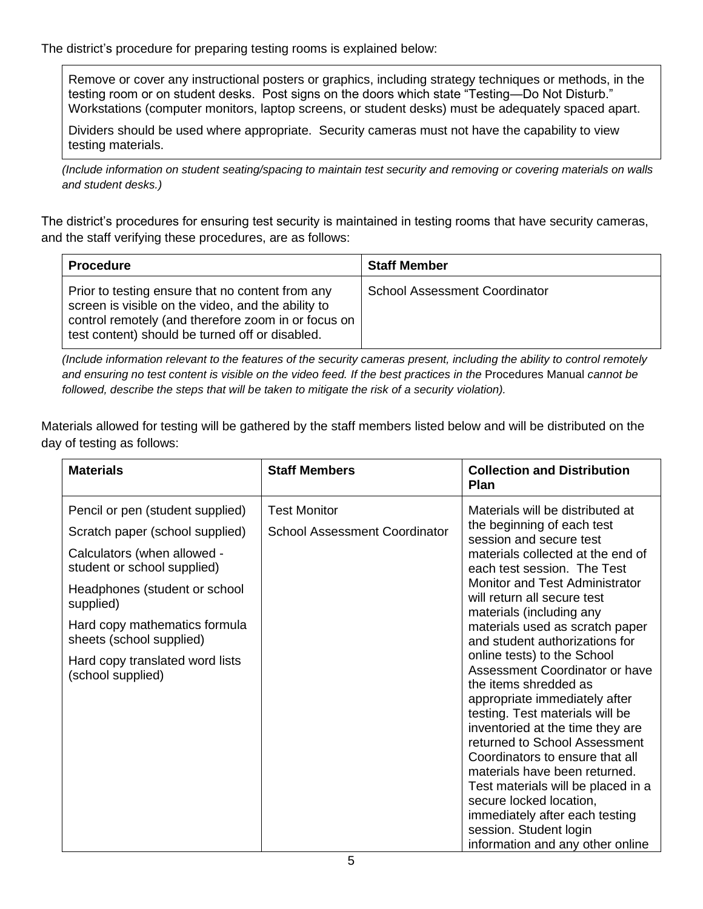The district's procedure for preparing testing rooms is explained below:

> Remove or cover any instructional posters or graphics, including strategy techniques or methods, in the testing room or on student desks. Post signs on the doors which state "Testing—Do Not Disturb." Workstations (computer monitors, laptop screens, or student desks) must be adequately spaced apart.
>
> Dividers should be used where appropriate. Security cameras must not have the capability to view testing materials.

*(Include information on student seating/spacing to maintain test security and removing or covering materials on walls and student desks.)*

The district's procedures for ensuring test security is maintained in testing rooms that have security cameras, and the staff verifying these procedures, are as follows:

| Procedure | Staff Member |
|---|---|
| Prior to testing ensure that no content from any screen is visible on the video, and the ability to control remotely (and therefore zoom in or focus on test content) should be turned off or disabled. | School Assessment Coordinator |

*(Include information relevant to the features of the security cameras present, including the ability to control remotely and ensuring no test content is visible on the video feed. If the best practices in the* Procedures Manual *cannot be followed, describe the steps that will be taken to mitigate the risk of a security violation).*

Materials allowed for testing will be gathered by the staff members listed below and will be distributed on the day of testing as follows:

| Materials | Staff Members | Collection and Distribution Plan |
|---|---|---|
| Pencil or pen (student supplied)<br>Scratch paper (school supplied)<br>Calculators (when allowed - student or school supplied)<br>Headphones (student or school supplied)<br>Hard copy mathematics formula sheets (school supplied)<br>Hard copy translated word lists (school supplied) | Test Monitor<br>School Assessment Coordinator | Materials will be distributed at the beginning of each test session and secure test materials collected at the end of each test session. The Test Monitor and Test Administrator will return all secure test materials (including any materials used as scratch paper and student authorizations for online tests) to the School Assessment Coordinator or have the items shredded as appropriate immediately after testing. Test materials will be inventoried at the time they are returned to School Assessment Coordinators to ensure that all materials have been returned. Test materials will be placed in a secure locked location, immediately after each testing session. Student login information and any other online |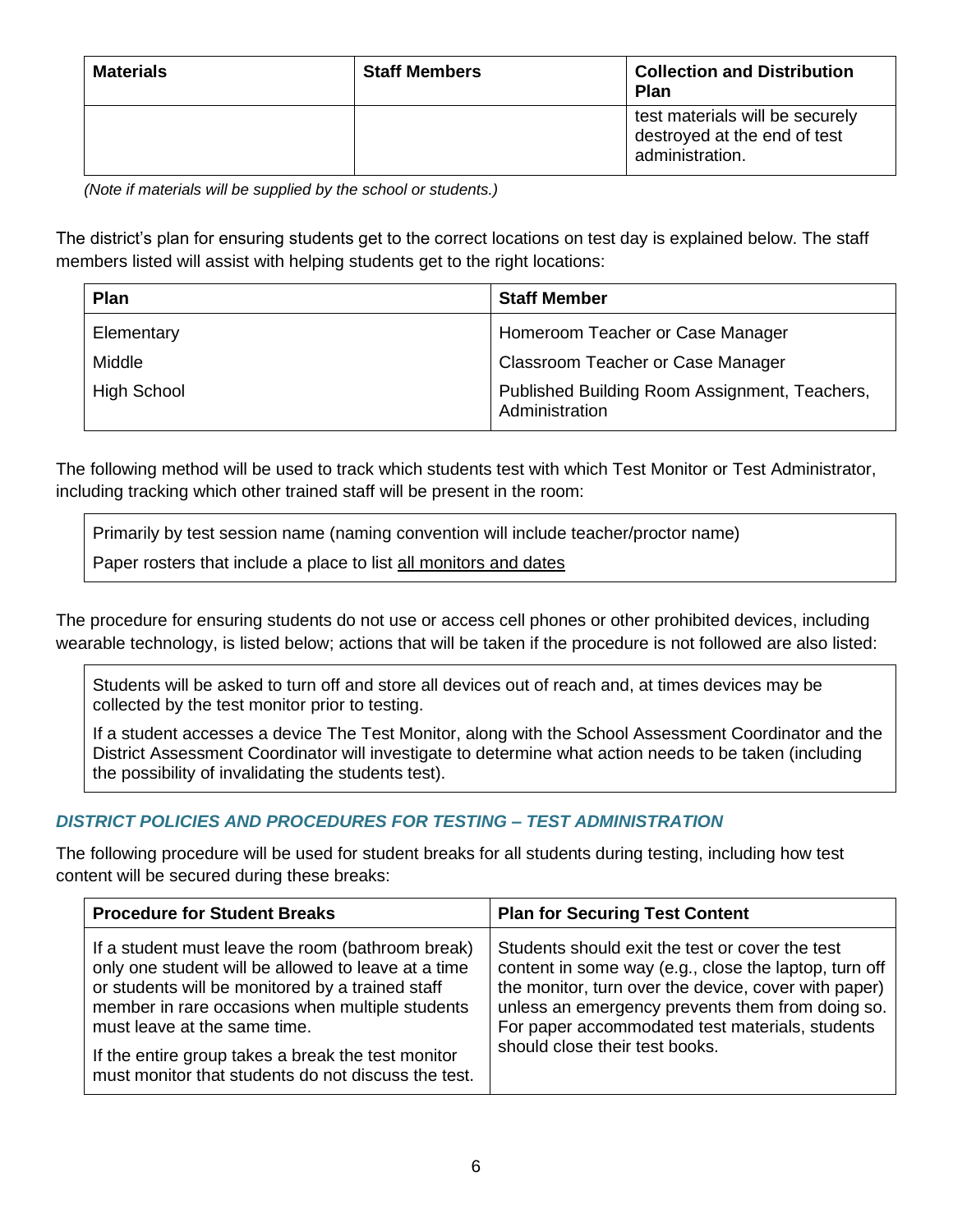| Materials | Staff Members | Collection and Distribution Plan |
|---|---|---|
| | | test materials will be securely destroyed at the end of test administration. |

*(Note if materials will be supplied by the school or students.)*

The district's plan for ensuring students get to the correct locations on test day is explained below. The staff members listed will assist with helping students get to the right locations:

| Plan | Staff Member |
|---|---|
| Elementary | Homeroom Teacher or Case Manager |
| Middle | Classroom Teacher or Case Manager |
| High School | Published Building Room Assignment, Teachers, Administration |

The following method will be used to track which students test with which Test Monitor or Test Administrator, including tracking which other trained staff will be present in the room:

| |
|---|
| Primarily by test session name (naming convention will include teacher/proctor name)<br>Paper rosters that include a place to list all monitors and dates |

The procedure for ensuring students do not use or access cell phones or other prohibited devices, including wearable technology, is listed below; actions that will be taken if the procedure is not followed are also listed:

| |
|---|
| Students will be asked to turn off and store all devices out of reach and, at times devices may be collected by the test monitor prior to testing.<br>If a student accesses a device The Test Monitor, along with the School Assessment Coordinator and the District Assessment Coordinator will investigate to determine what action needs to be taken (including the possibility of invalidating the students test). |

### *DISTRICT POLICIES AND PROCEDURES FOR TESTING – TEST ADMINISTRATION*

The following procedure will be used for student breaks for all students during testing, including how test content will be secured during these breaks:

| Procedure for Student Breaks | Plan for Securing Test Content |
|---|---|
| If a student must leave the room (bathroom break) only one student will be allowed to leave at a time or students will be monitored by a trained staff member in rare occasions when multiple students must leave at the same time.<br>If the entire group takes a break the test monitor must monitor that students do not discuss the test. | Students should exit the test or cover the test content in some way (e.g., close the laptop, turn off the monitor, turn over the device, cover with paper) unless an emergency prevents them from doing so. For paper accommodated test materials, students should close their test books. |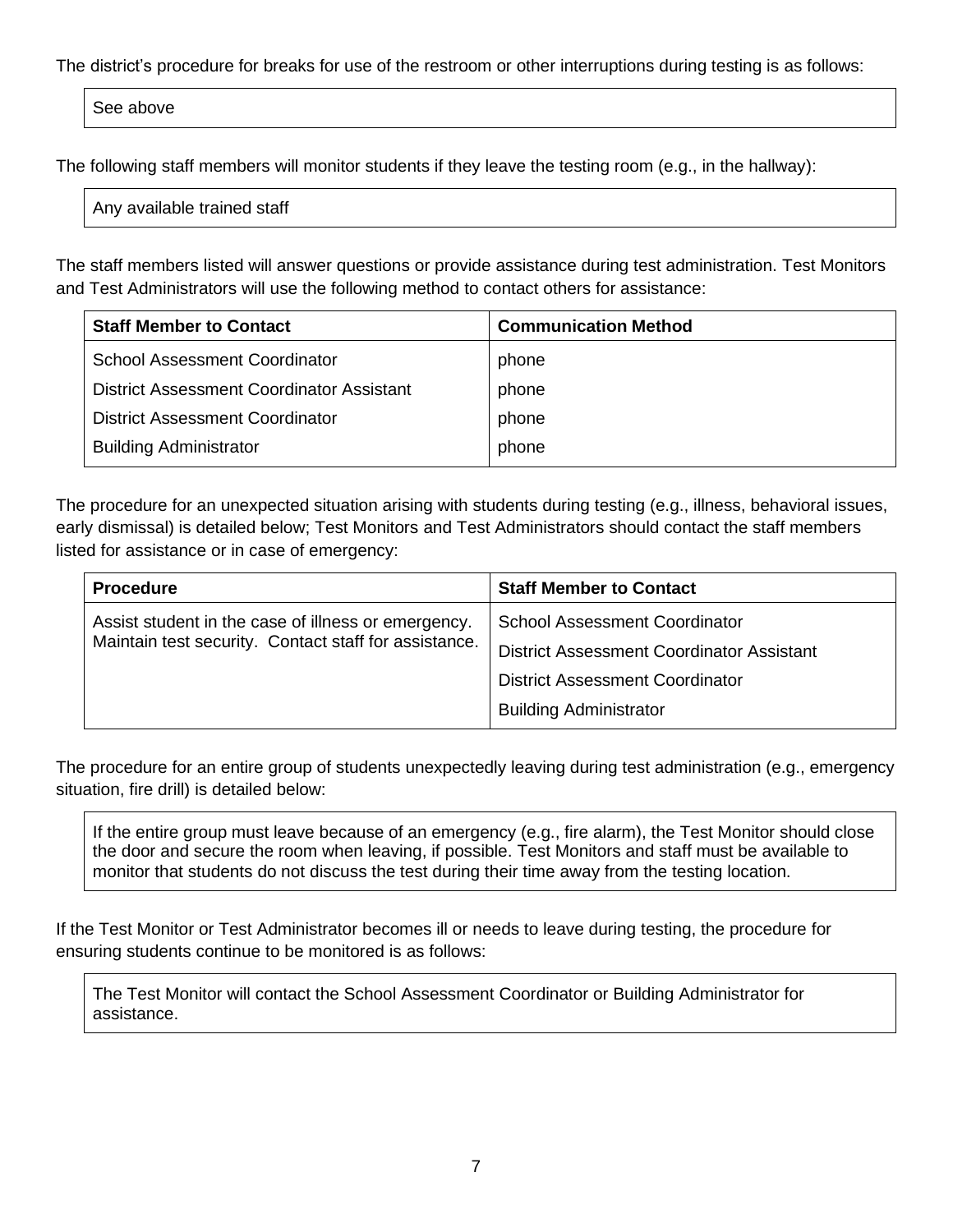The district's procedure for breaks for use of the restroom or other interruptions during testing is as follows:

See above

The following staff members will monitor students if they leave the testing room (e.g., in the hallway):

Any available trained staff

The staff members listed will answer questions or provide assistance during test administration. Test Monitors and Test Administrators will use the following method to contact others for assistance:

| Staff Member to Contact | Communication Method |
| --- | --- |
| School Assessment Coordinator | phone |
| District Assessment Coordinator Assistant | phone |
| District Assessment Coordinator | phone |
| Building Administrator | phone |

The procedure for an unexpected situation arising with students during testing (e.g., illness, behavioral issues, early dismissal) is detailed below; Test Monitors and Test Administrators should contact the staff members listed for assistance or in case of emergency:

| Procedure | Staff Member to Contact |
| --- | --- |
| Assist student in the case of illness or emergency. Maintain test security. Contact staff for assistance. | School Assessment Coordinator |
| | District Assessment Coordinator Assistant |
| | District Assessment Coordinator |
| | Building Administrator |

The procedure for an entire group of students unexpectedly leaving during test administration (e.g., emergency situation, fire drill) is detailed below:

If the entire group must leave because of an emergency (e.g., fire alarm), the Test Monitor should close the door and secure the room when leaving, if possible. Test Monitors and staff must be available to monitor that students do not discuss the test during their time away from the testing location.

If the Test Monitor or Test Administrator becomes ill or needs to leave during testing, the procedure for ensuring students continue to be monitored is as follows:

The Test Monitor will contact the School Assessment Coordinator or Building Administrator for assistance.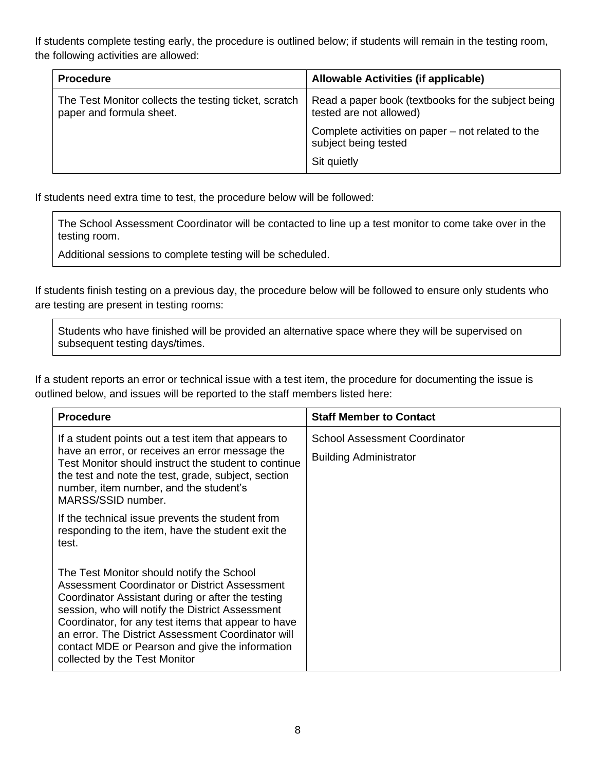If students complete testing early, the procedure is outlined below; if students will remain in the testing room, the following activities are allowed:

| Procedure | Allowable Activities (if applicable) |
| --- | --- |
| The Test Monitor collects the testing ticket, scratch paper and formula sheet. | Read a paper book (textbooks for the subject being tested are not allowed)<br>Complete activities on paper – not related to the subject being tested<br>Sit quietly |

If students need extra time to test, the procedure below will be followed:

| |
| --- |
| The School Assessment Coordinator will be contacted to line up a test monitor to come take over in the testing room.<br>Additional sessions to complete testing will be scheduled. |

If students finish testing on a previous day, the procedure below will be followed to ensure only students who are testing are present in testing rooms:

| |
| --- |
| Students who have finished will be provided an alternative space where they will be supervised on subsequent testing days/times. |

If a student reports an error or technical issue with a test item, the procedure for documenting the issue is outlined below, and issues will be reported to the staff members listed here:

| Procedure | Staff Member to Contact |
| --- | --- |
| If a student points out a test item that appears to have an error, or receives an error message the Test Monitor should instruct the student to continue the test and note the test, grade, subject, section number, item number, and the student's MARSS/SSID number.<br>If the technical issue prevents the student from responding to the item, have the student exit the test.<br><br>The Test Monitor should notify the School Assessment Coordinator or District Assessment Coordinator Assistant during or after the testing session, who will notify the District Assessment Coordinator, for any test items that appear to have an error. The District Assessment Coordinator will contact MDE or Pearson and give the information collected by the Test Monitor | School Assessment Coordinator<br>Building Administrator |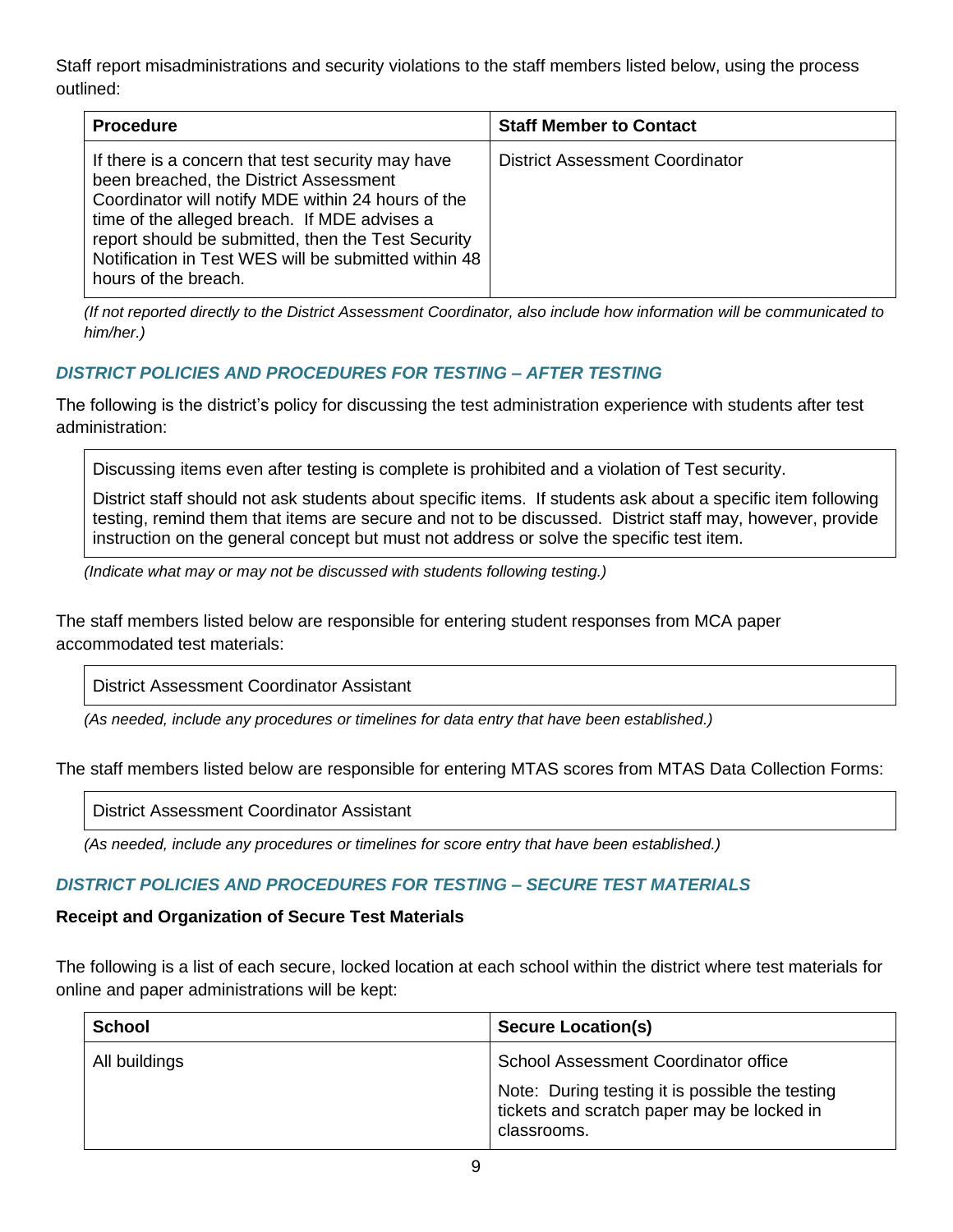Staff report misadministrations and security violations to the staff members listed below, using the process outlined:

| Procedure | Staff Member to Contact |
|---|---|
| If there is a concern that test security may have been breached, the District Assessment Coordinator will notify MDE within 24 hours of the time of the alleged breach. If MDE advises a report should be submitted, then the Test Security Notification in Test WES will be submitted within 48 hours of the breach. | District Assessment Coordinator |

*(If not reported directly to the District Assessment Coordinator, also include how information will be communicated to him/her.)*

### *DISTRICT POLICIES AND PROCEDURES FOR TESTING – AFTER TESTING*

The following is the district's policy for discussing the test administration experience with students after test administration:

> Discussing items even after testing is complete is prohibited and a violation of Test security.
>
> District staff should not ask students about specific items. If students ask about a specific item following testing, remind them that items are secure and not to be discussed. District staff may, however, provide instruction on the general concept but must not address or solve the specific test item.

*(Indicate what may or may not be discussed with students following testing.)*

The staff members listed below are responsible for entering student responses from MCA paper accommodated test materials:

> District Assessment Coordinator Assistant

*(As needed, include any procedures or timelines for data entry that have been established.)*

The staff members listed below are responsible for entering MTAS scores from MTAS Data Collection Forms:

> District Assessment Coordinator Assistant

*(As needed, include any procedures or timelines for score entry that have been established.)*

### *DISTRICT POLICIES AND PROCEDURES FOR TESTING – SECURE TEST MATERIALS*

**Receipt and Organization of Secure Test Materials**

The following is a list of each secure, locked location at each school within the district where test materials for online and paper administrations will be kept:

| School | Secure Location(s) |
|---|---|
| All buildings | School Assessment Coordinator office<br><br>Note: During testing it is possible the testing tickets and scratch paper may be locked in classrooms. |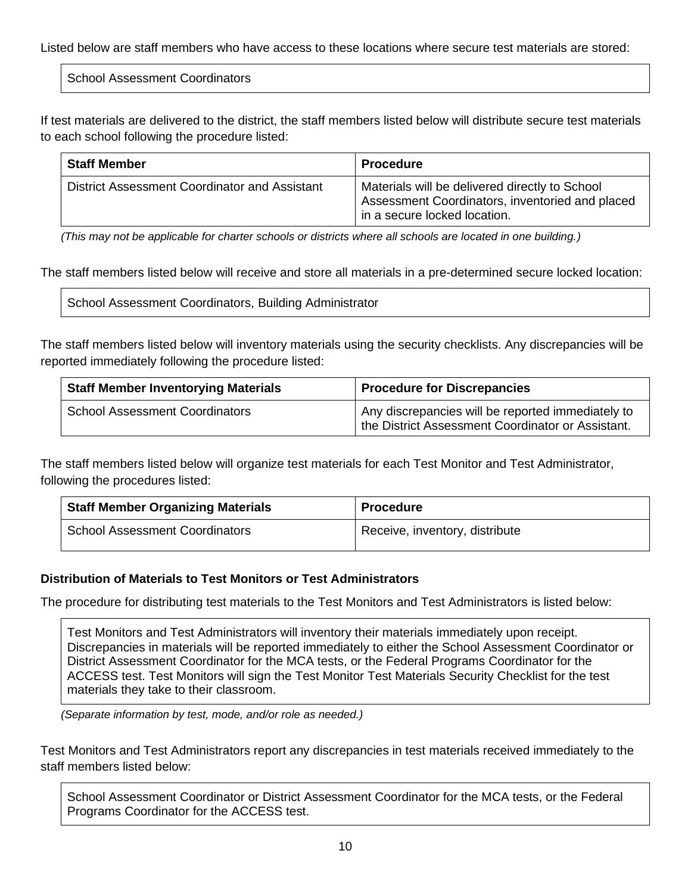Listed below are staff members who have access to these locations where secure test materials are stored:

| School Assessment Coordinators |
|---|

If test materials are delivered to the district, the staff members listed below will distribute secure test materials to each school following the procedure listed:

| Staff Member | Procedure |
|---|---|
| District Assessment Coordinator and Assistant | Materials will be delivered directly to School Assessment Coordinators, inventoried and placed in a secure locked location. |

*(This may not be applicable for charter schools or districts where all schools are located in one building.)*

The staff members listed below will receive and store all materials in a pre-determined secure locked location:

| School Assessment Coordinators, Building Administrator |
|---|

The staff members listed below will inventory materials using the security checklists. Any discrepancies will be reported immediately following the procedure listed:

| Staff Member Inventorying Materials | Procedure for Discrepancies |
|---|---|
| School Assessment Coordinators | Any discrepancies will be reported immediately to the District Assessment Coordinator or Assistant. |

The staff members listed below will organize test materials for each Test Monitor and Test Administrator, following the procedures listed:

| Staff Member Organizing Materials | Procedure |
|---|---|
| School Assessment Coordinators | Receive, inventory, distribute |

**Distribution of Materials to Test Monitors or Test Administrators**

The procedure for distributing test materials to the Test Monitors and Test Administrators is listed below:

| Test Monitors and Test Administrators will inventory their materials immediately upon receipt. Discrepancies in materials will be reported immediately to either the School Assessment Coordinator or District Assessment Coordinator for the MCA tests, or the Federal Programs Coordinator for the ACCESS test. Test Monitors will sign the Test Monitor Test Materials Security Checklist for the test materials they take to their classroom. |
|---|

*(Separate information by test, mode, and/or role as needed.)*

Test Monitors and Test Administrators report any discrepancies in test materials received immediately to the staff members listed below:

| School Assessment Coordinator or District Assessment Coordinator for the MCA tests, or the Federal Programs Coordinator for the ACCESS test. |
|---|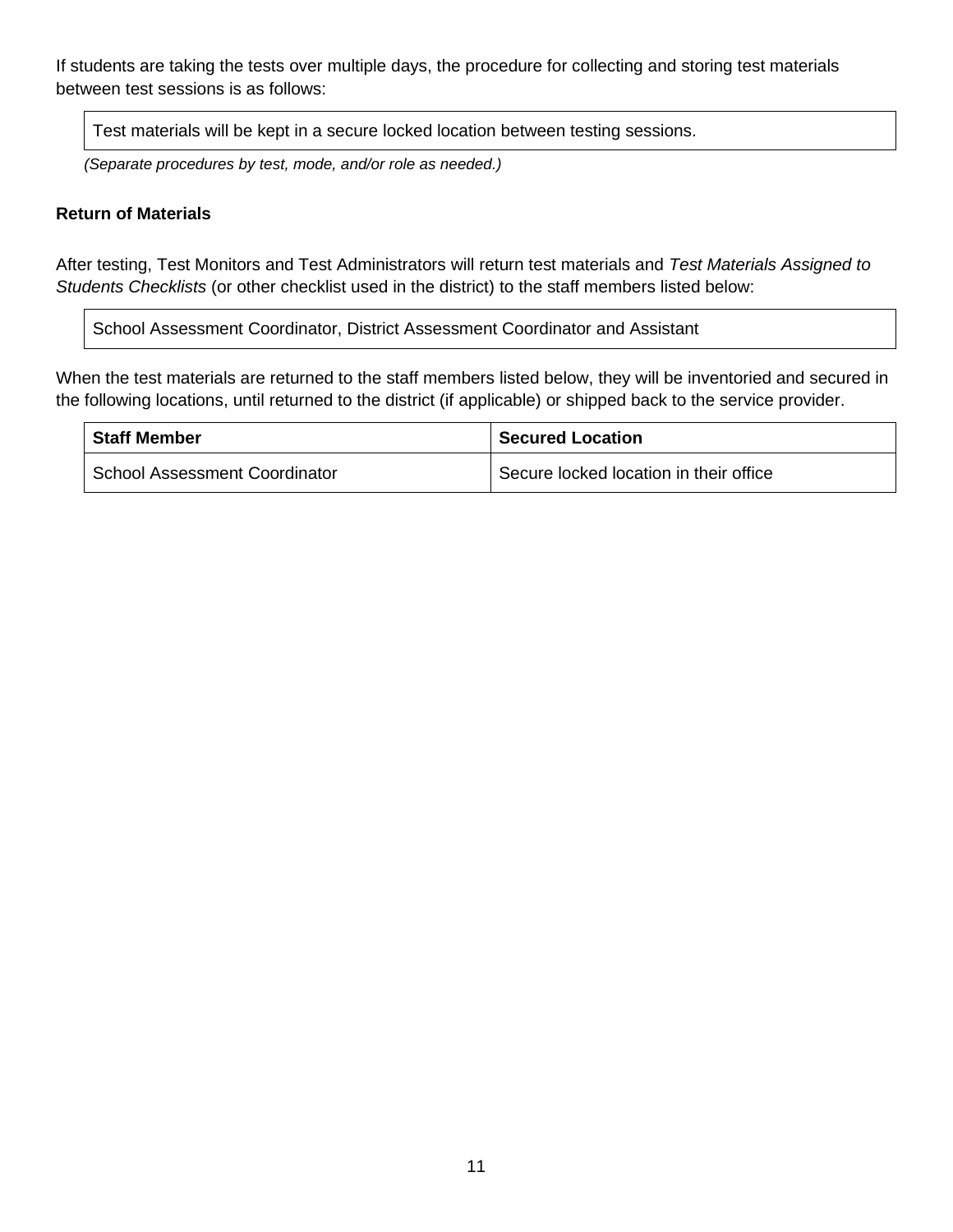If students are taking the tests over multiple days, the procedure for collecting and storing test materials between test sessions is as follows:

| Test materials will be kept in a secure locked location between testing sessions. |
|---|

*(Separate procedures by test, mode, and/or role as needed.)*

**Return of Materials**

After testing, Test Monitors and Test Administrators will return test materials and *Test Materials Assigned to Students Checklists* (or other checklist used in the district) to the staff members listed below:

| School Assessment Coordinator, District Assessment Coordinator and Assistant |
|---|

When the test materials are returned to the staff members listed below, they will be inventoried and secured in the following locations, until returned to the district (if applicable) or shipped back to the service provider.

| Staff Member | Secured Location |
|---|---|
| School Assessment Coordinator | Secure locked location in their office |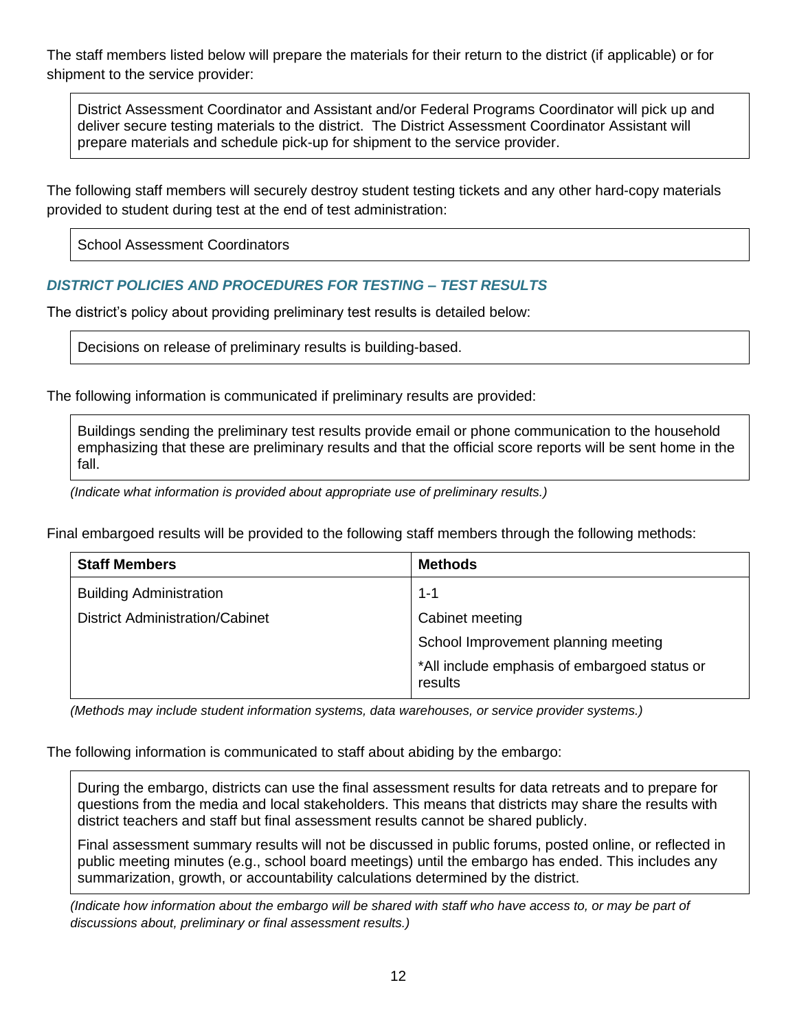The staff members listed below will prepare the materials for their return to the district (if applicable) or for shipment to the service provider:

> District Assessment Coordinator and Assistant and/or Federal Programs Coordinator will pick up and deliver secure testing materials to the district. The District Assessment Coordinator Assistant will prepare materials and schedule pick-up for shipment to the service provider.

The following staff members will securely destroy student testing tickets and any other hard-copy materials provided to student during test at the end of test administration:

> School Assessment Coordinators

### *DISTRICT POLICIES AND PROCEDURES FOR TESTING – TEST RESULTS*

The district's policy about providing preliminary test results is detailed below:

> Decisions on release of preliminary results is building-based.

The following information is communicated if preliminary results are provided:

> Buildings sending the preliminary test results provide email or phone communication to the household emphasizing that these are preliminary results and that the official score reports will be sent home in the fall.

*(Indicate what information is provided about appropriate use of preliminary results.)*

Final embargoed results will be provided to the following staff members through the following methods:

| Staff Members | Methods |
|---|---|
| Building Administration | 1-1 |
| District Administration/Cabinet | Cabinet meeting |
| | School Improvement planning meeting |
| | *All include emphasis of embargoed status or results |

*(Methods may include student information systems, data warehouses, or service provider systems.)*

The following information is communicated to staff about abiding by the embargo:

> During the embargo, districts can use the final assessment results for data retreats and to prepare for questions from the media and local stakeholders. This means that districts may share the results with district teachers and staff but final assessment results cannot be shared publicly.
>
> Final assessment summary results will not be discussed in public forums, posted online, or reflected in public meeting minutes (e.g., school board meetings) until the embargo has ended. This includes any summarization, growth, or accountability calculations determined by the district.

*(Indicate how information about the embargo will be shared with staff who have access to, or may be part of discussions about, preliminary or final assessment results.)*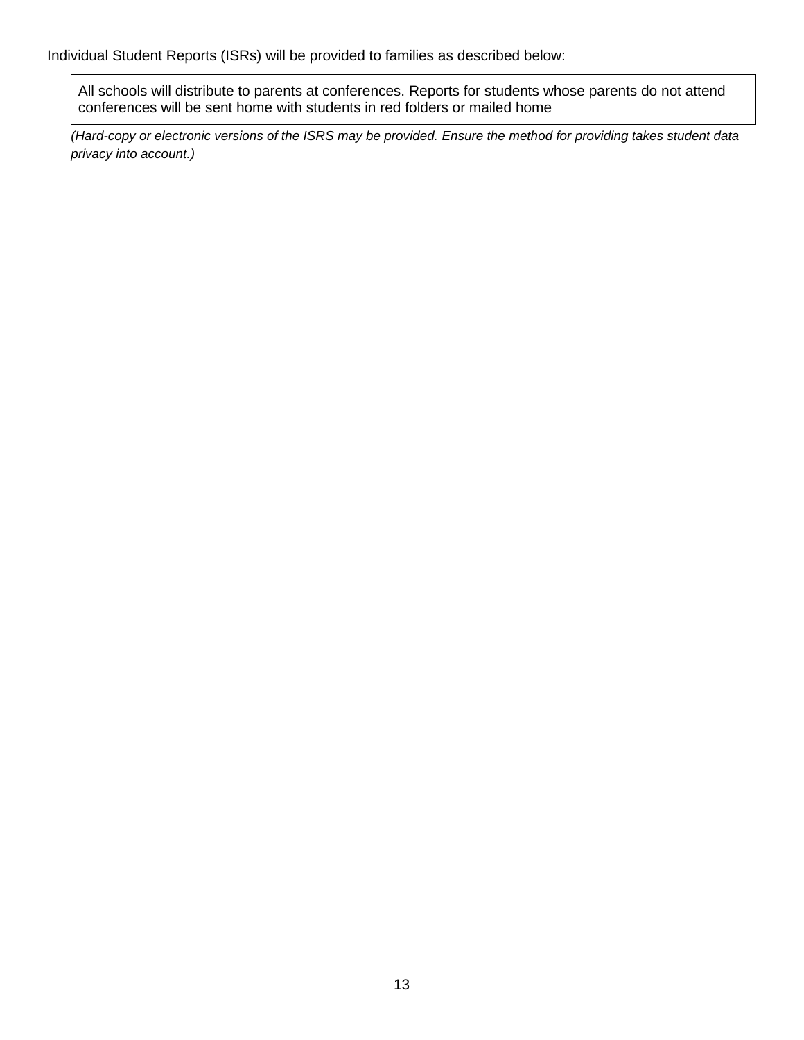Individual Student Reports (ISRs) will be provided to families as described below:

| |
|---|
| All schools will distribute to parents at conferences. Reports for students whose parents do not attend conferences will be sent home with students in red folders or mailed home |

*(Hard-copy or electronic versions of the ISRS may be provided. Ensure the method for providing takes student data privacy into account.)*